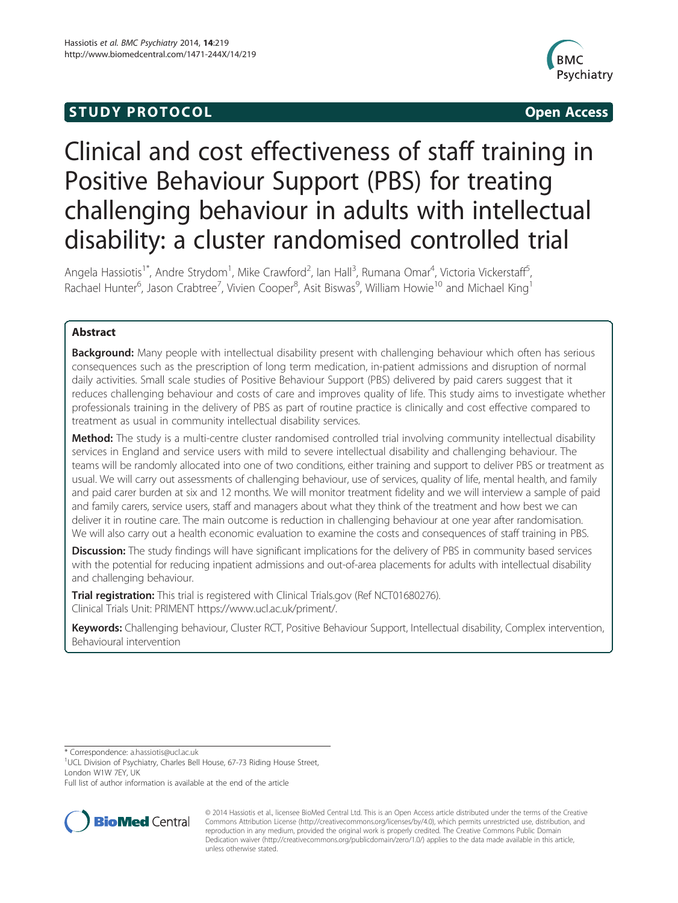STUDY PROTOCOL Open Access

# Clinical and cost effectiveness of staff training in Positive Behaviour Support (PBS) for treating challenging behaviour in adults with intellectual disability: a cluster randomised controlled trial

Angela Hassiotis[1*], Andre Strydom[1], Mike Crawford[2], Ian Hall[3], Rumana Omar[4], Victoria Vickerstaff[5], Rachael Hunter[6], Jason Crabtree[7], Vivien Cooper[8], Asit Biswas[9], William Howie[10] and Michael King[1]

## Abstract

**Background:** Many people with intellectual disability present with challenging behaviour which often has serious consequences such as the prescription of long term medication, in-patient admissions and disruption of normal daily activities. Small scale studies of Positive Behaviour Support (PBS) delivered by paid carers suggest that it reduces challenging behaviour and costs of care and improves quality of life. This study aims to investigate whether professionals training in the delivery of PBS as part of routine practice is clinically and cost effective compared to treatment as usual in community intellectual disability services.

**Method:** The study is a multi-centre cluster randomised controlled trial involving community intellectual disability services in England and service users with mild to severe intellectual disability and challenging behaviour. The teams will be randomly allocated into one of two conditions, either training and support to deliver PBS or treatment as usual. We will carry out assessments of challenging behaviour, use of services, quality of life, mental health, and family and paid carer burden at six and 12 months. We will monitor treatment fidelity and we will interview a sample of paid and family carers, service users, staff and managers about what they think of the treatment and how best we can deliver it in routine care. The main outcome is reduction in challenging behaviour at one year after randomisation. We will also carry out a health economic evaluation to examine the costs and consequences of staff training in PBS.

**Discussion:** The study findings will have significant implications for the delivery of PBS in community based services with the potential for reducing inpatient admissions and out-of-area placements for adults with intellectual disability and challenging behaviour.

**Trial registration:** This trial is registered with Clinical Trials.gov (Ref NCT01680276).
Clinical Trials Unit: PRIMENT https://www.ucl.ac.uk/priment/.

**Keywords:** Challenging behaviour, Cluster RCT, Positive Behaviour Support, Intellectual disability, Complex intervention, Behavioural intervention

* Correspondence: a.hassiotis@ucl.ac.uk
[1]UCL Division of Psychiatry, Charles Bell House, 67-73 Riding House Street, London W1W 7EY, UK
Full list of author information is available at the end of the article

© 2014 Hassiotis et al.; licensee BioMed Central Ltd. This is an Open Access article distributed under the terms of the Creative Commons Attribution License (http://creativecommons.org/licenses/by/4.0), which permits unrestricted use, distribution, and reproduction in any medium, provided the original work is properly credited. The Creative Commons Public Domain Dedication waiver (http://creativecommons.org/publicdomain/zero/1.0/) applies to the data made available in this article, unless otherwise stated.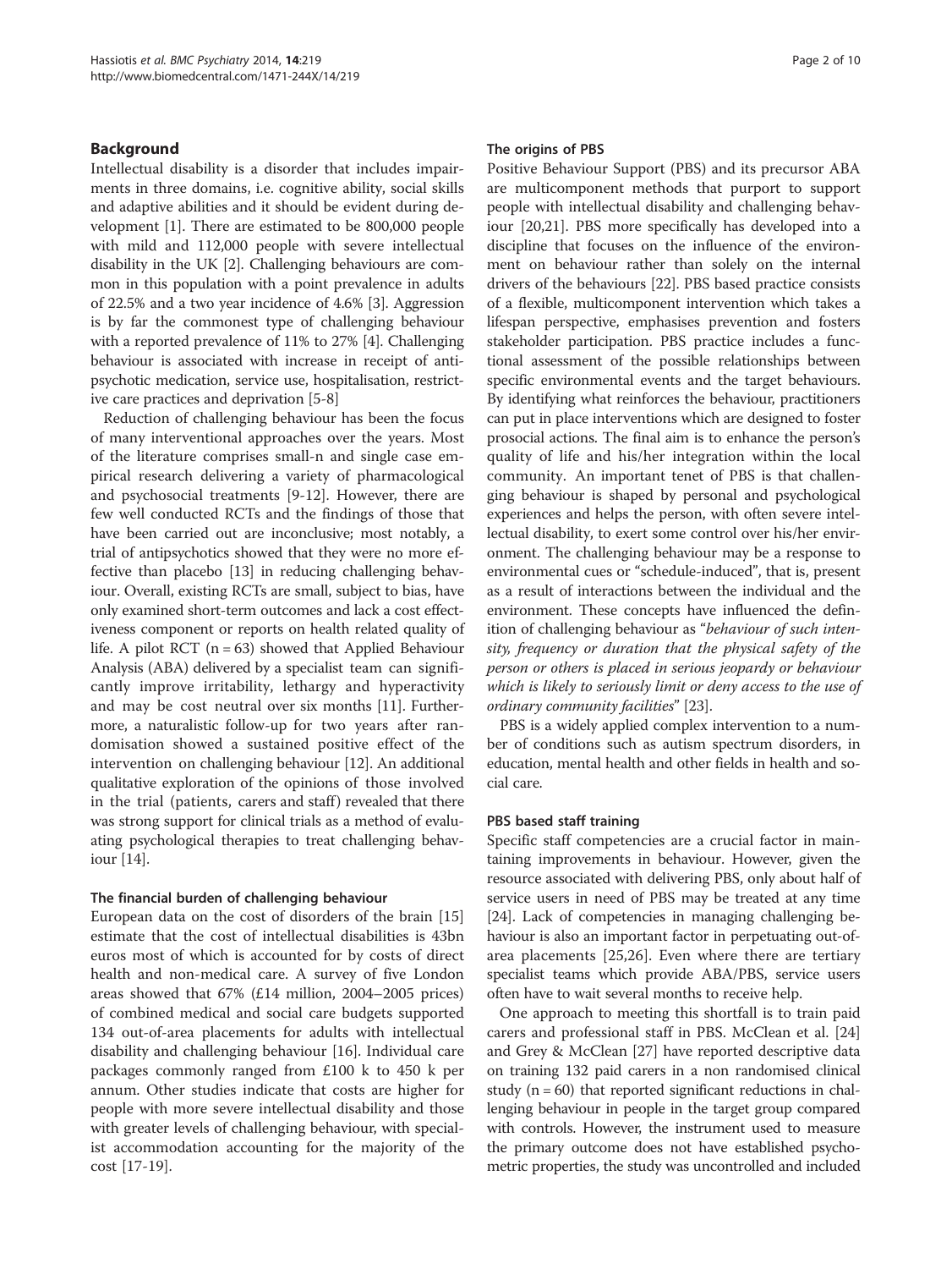## Background

Intellectual disability is a disorder that includes impairments in three domains, i.e. cognitive ability, social skills and adaptive abilities and it should be evident during development [1]. There are estimated to be 800,000 people with mild and 112,000 people with severe intellectual disability in the UK [2]. Challenging behaviours are common in this population with a point prevalence in adults of 22.5% and a two year incidence of 4.6% [3]. Aggression is by far the commonest type of challenging behaviour with a reported prevalence of 11% to 27% [4]. Challenging behaviour is associated with increase in receipt of antipsychotic medication, service use, hospitalisation, restrictive care practices and deprivation [5-8]

Reduction of challenging behaviour has been the focus of many interventional approaches over the years. Most of the literature comprises small-n and single case empirical research delivering a variety of pharmacological and psychosocial treatments [9-12]. However, there are few well conducted RCTs and the findings of those that have been carried out are inconclusive; most notably, a trial of antipsychotics showed that they were no more effective than placebo [13] in reducing challenging behaviour. Overall, existing RCTs are small, subject to bias, have only examined short-term outcomes and lack a cost effectiveness component or reports on health related quality of life. A pilot RCT (n = 63) showed that Applied Behaviour Analysis (ABA) delivered by a specialist team can significantly improve irritability, lethargy and hyperactivity and may be cost neutral over six months [11]. Furthermore, a naturalistic follow-up for two years after randomisation showed a sustained positive effect of the intervention on challenging behaviour [12]. An additional qualitative exploration of the opinions of those involved in the trial (patients, carers and staff) revealed that there was strong support for clinical trials as a method of evaluating psychological therapies to treat challenging behaviour [14].

### The financial burden of challenging behaviour

European data on the cost of disorders of the brain [15] estimate that the cost of intellectual disabilities is 43bn euros most of which is accounted for by costs of direct health and non-medical care. A survey of five London areas showed that 67% (£14 million, 2004–2005 prices) of combined medical and social care budgets supported 134 out-of-area placements for adults with intellectual disability and challenging behaviour [16]. Individual care packages commonly ranged from £100 k to 450 k per annum. Other studies indicate that costs are higher for people with more severe intellectual disability and those with greater levels of challenging behaviour, with specialist accommodation accounting for the majority of the cost [17-19].

### The origins of PBS

Positive Behaviour Support (PBS) and its precursor ABA are multicomponent methods that purport to support people with intellectual disability and challenging behaviour [20,21]. PBS more specifically has developed into a discipline that focuses on the influence of the environment on behaviour rather than solely on the internal drivers of the behaviours [22]. PBS based practice consists of a flexible, multicomponent intervention which takes a lifespan perspective, emphasises prevention and fosters stakeholder participation. PBS practice includes a functional assessment of the possible relationships between specific environmental events and the target behaviours. By identifying what reinforces the behaviour, practitioners can put in place interventions which are designed to foster prosocial actions. The final aim is to enhance the person's quality of life and his/her integration within the local community. An important tenet of PBS is that challenging behaviour is shaped by personal and psychological experiences and helps the person, with often severe intellectual disability, to exert some control over his/her environment. The challenging behaviour may be a response to environmental cues or "schedule-induced", that is, present as a result of interactions between the individual and the environment. These concepts have influenced the definition of challenging behaviour as "*behaviour of such intensity, frequency or duration that the physical safety of the person or others is placed in serious jeopardy or behaviour which is likely to seriously limit or deny access to the use of ordinary community facilities*" [23].

PBS is a widely applied complex intervention to a number of conditions such as autism spectrum disorders, in education, mental health and other fields in health and social care.

### PBS based staff training

Specific staff competencies are a crucial factor in maintaining improvements in behaviour. However, given the resource associated with delivering PBS, only about half of service users in need of PBS may be treated at any time [24]. Lack of competencies in managing challenging behaviour is also an important factor in perpetuating out-of-area placements [25,26]. Even where there are tertiary specialist teams which provide ABA/PBS, service users often have to wait several months to receive help.

One approach to meeting this shortfall is to train paid carers and professional staff in PBS. McClean et al. [24] and Grey & McClean [27] have reported descriptive data on training 132 paid carers in a non randomised clinical study (n = 60) that reported significant reductions in challenging behaviour in people in the target group compared with controls. However, the instrument used to measure the primary outcome does not have established psychometric properties, the study was uncontrolled and included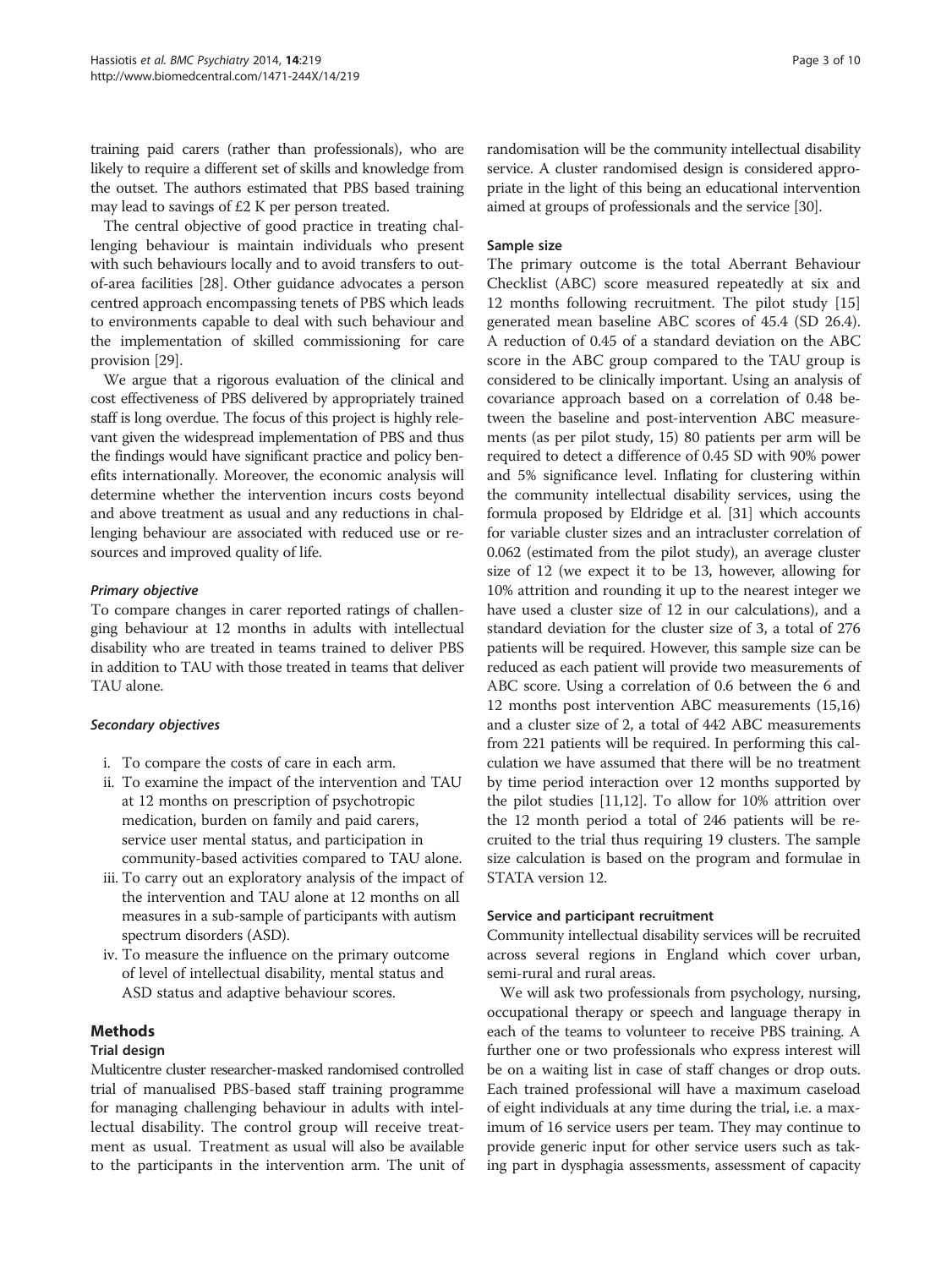training paid carers (rather than professionals), who are likely to require a different set of skills and knowledge from the outset. The authors estimated that PBS based training may lead to savings of £2 K per person treated.

The central objective of good practice in treating challenging behaviour is maintain individuals who present with such behaviours locally and to avoid transfers to out-of-area facilities [28]. Other guidance advocates a person centred approach encompassing tenets of PBS which leads to environments capable to deal with such behaviour and the implementation of skilled commissioning for care provision [29].

We argue that a rigorous evaluation of the clinical and cost effectiveness of PBS delivered by appropriately trained staff is long overdue. The focus of this project is highly relevant given the widespread implementation of PBS and thus the findings would have significant practice and policy benefits internationally. Moreover, the economic analysis will determine whether the intervention incurs costs beyond and above treatment as usual and any reductions in challenging behaviour are associated with reduced use or resources and improved quality of life.

#### *Primary objective*

To compare changes in carer reported ratings of challenging behaviour at 12 months in adults with intellectual disability who are treated in teams trained to deliver PBS in addition to TAU with those treated in teams that deliver TAU alone.

#### *Secondary objectives*

i. To compare the costs of care in each arm.
ii. To examine the impact of the intervention and TAU at 12 months on prescription of psychotropic medication, burden on family and paid carers, service user mental status, and participation in community-based activities compared to TAU alone.
iii. To carry out an exploratory analysis of the impact of the intervention and TAU alone at 12 months on all measures in a sub-sample of participants with autism spectrum disorders (ASD).
iv. To measure the influence on the primary outcome of level of intellectual disability, mental status and ASD status and adaptive behaviour scores.

## Methods

### Trial design

Multicentre cluster researcher-masked randomised controlled trial of manualised PBS-based staff training programme for managing challenging behaviour in adults with intellectual disability. The control group will receive treatment as usual. Treatment as usual will also be available to the participants in the intervention arm. The unit of randomisation will be the community intellectual disability service. A cluster randomised design is considered appropriate in the light of this being an educational intervention aimed at groups of professionals and the service [30].

### Sample size

The primary outcome is the total Aberrant Behaviour Checklist (ABC) score measured repeatedly at six and 12 months following recruitment. The pilot study [15] generated mean baseline ABC scores of 45.4 (SD 26.4). A reduction of 0.45 of a standard deviation on the ABC score in the ABC group compared to the TAU group is considered to be clinically important. Using an analysis of covariance approach based on a correlation of 0.48 between the baseline and post-intervention ABC measurements (as per pilot study, 15) 80 patients per arm will be required to detect a difference of 0.45 SD with 90% power and 5% significance level. Inflating for clustering within the community intellectual disability services, using the formula proposed by Eldridge et al. [31] which accounts for variable cluster sizes and an intracluster correlation of 0.062 (estimated from the pilot study), an average cluster size of 12 (we expect it to be 13, however, allowing for 10% attrition and rounding it up to the nearest integer we have used a cluster size of 12 in our calculations), and a standard deviation for the cluster size of 3, a total of 276 patients will be required. However, this sample size can be reduced as each patient will provide two measurements of ABC score. Using a correlation of 0.6 between the 6 and 12 months post intervention ABC measurements (15,16) and a cluster size of 2, a total of 442 ABC measurements from 221 patients will be required. In performing this calculation we have assumed that there will be no treatment by time period interaction over 12 months supported by the pilot studies [11,12]. To allow for 10% attrition over the 12 month period a total of 246 patients will be recruited to the trial thus requiring 19 clusters. The sample size calculation is based on the program and formulae in STATA version 12.

### Service and participant recruitment

Community intellectual disability services will be recruited across several regions in England which cover urban, semi-rural and rural areas.

We will ask two professionals from psychology, nursing, occupational therapy or speech and language therapy in each of the teams to volunteer to receive PBS training. A further one or two professionals who express interest will be on a waiting list in case of staff changes or drop outs. Each trained professional will have a maximum caseload of eight individuals at any time during the trial, i.e. a maximum of 16 service users per team. They may continue to provide generic input for other service users such as taking part in dysphagia assessments, assessment of capacity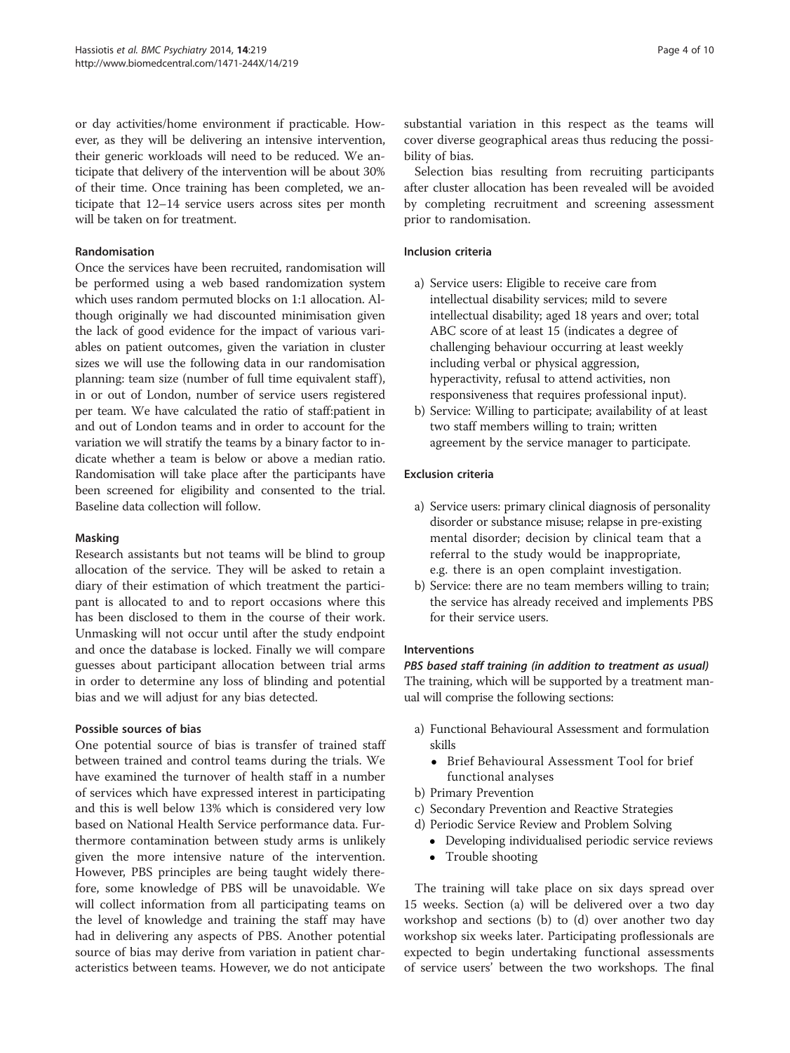or day activities/home environment if practicable. However, as they will be delivering an intensive intervention, their generic workloads will need to be reduced. We anticipate that delivery of the intervention will be about 30% of their time. Once training has been completed, we anticipate that 12–14 service users across sites per month will be taken on for treatment.

### Randomisation

Once the services have been recruited, randomisation will be performed using a web based randomization system which uses random permuted blocks on 1:1 allocation. Although originally we had discounted minimisation given the lack of good evidence for the impact of various variables on patient outcomes, given the variation in cluster sizes we will use the following data in our randomisation planning: team size (number of full time equivalent staff), in or out of London, number of service users registered per team. We have calculated the ratio of staff:patient in and out of London teams and in order to account for the variation we will stratify the teams by a binary factor to indicate whether a team is below or above a median ratio. Randomisation will take place after the participants have been screened for eligibility and consented to the trial. Baseline data collection will follow.

### Masking

Research assistants but not teams will be blind to group allocation of the service. They will be asked to retain a diary of their estimation of which treatment the participant is allocated to and to report occasions where this has been disclosed to them in the course of their work. Unmasking will not occur until after the study endpoint and once the database is locked. Finally we will compare guesses about participant allocation between trial arms in order to determine any loss of blinding and potential bias and we will adjust for any bias detected.

### Possible sources of bias

One potential source of bias is transfer of trained staff between trained and control teams during the trials. We have examined the turnover of health staff in a number of services which have expressed interest in participating and this is well below 13% which is considered very low based on National Health Service performance data. Furthermore contamination between study arms is unlikely given the more intensive nature of the intervention. However, PBS principles are being taught widely therefore, some knowledge of PBS will be unavoidable. We will collect information from all participating teams on the level of knowledge and training the staff may have had in delivering any aspects of PBS. Another potential source of bias may derive from variation in patient characteristics between teams. However, we do not anticipate substantial variation in this respect as the teams will cover diverse geographical areas thus reducing the possibility of bias.

Selection bias resulting from recruiting participants after cluster allocation has been revealed will be avoided by completing recruitment and screening assessment prior to randomisation.

### Inclusion criteria

a) Service users: Eligible to receive care from intellectual disability services; mild to severe intellectual disability; aged 18 years and over; total ABC score of at least 15 (indicates a degree of challenging behaviour occurring at least weekly including verbal or physical aggression, hyperactivity, refusal to attend activities, non responsiveness that requires professional input).
b) Service: Willing to participate; availability of at least two staff members willing to train; written agreement by the service manager to participate.

### Exclusion criteria

a) Service users: primary clinical diagnosis of personality disorder or substance misuse; relapse in pre-existing mental disorder; decision by clinical team that a referral to the study would be inappropriate, e.g. there is an open complaint investigation.
b) Service: there are no team members willing to train; the service has already received and implements PBS for their service users.

### Interventions

#### *PBS based staff training (in addition to treatment as usual)*

The training, which will be supported by a treatment manual will comprise the following sections:

a) Functional Behavioural Assessment and formulation skills
    - Brief Behavioural Assessment Tool for brief functional analyses
b) Primary Prevention
c) Secondary Prevention and Reactive Strategies
d) Periodic Service Review and Problem Solving
    - Developing individualised periodic service reviews
    - Trouble shooting

The training will take place on six days spread over 15 weeks. Section (a) will be delivered over a two day workshop and sections (b) to (d) over another two day workshop six weeks later. Participating proflessionals are expected to begin undertaking functional assessments of service users' between the two workshops. The final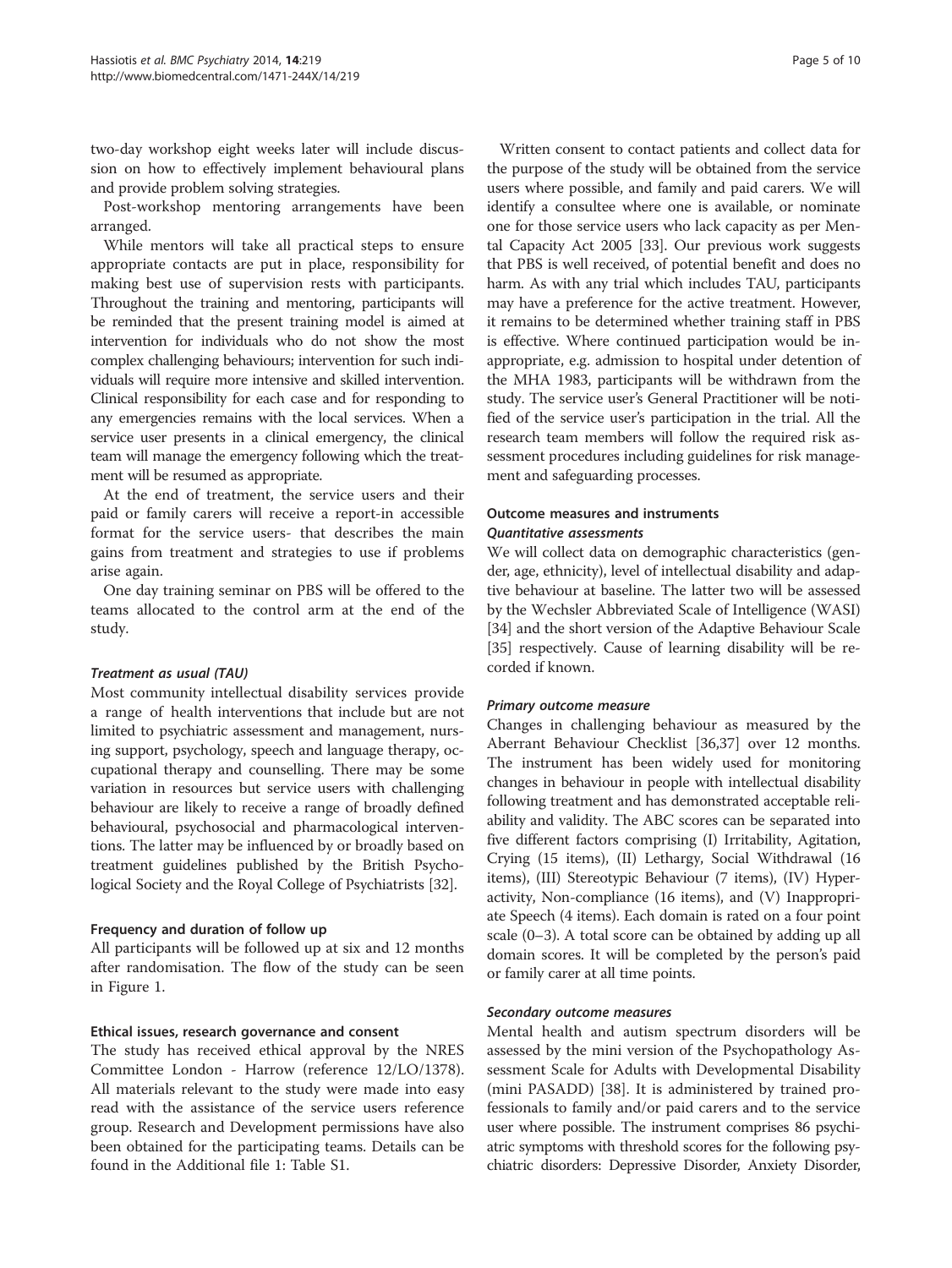two-day workshop eight weeks later will include discussion on how to effectively implement behavioural plans and provide problem solving strategies.

Post-workshop mentoring arrangements have been arranged.

While mentors will take all practical steps to ensure appropriate contacts are put in place, responsibility for making best use of supervision rests with participants. Throughout the training and mentoring, participants will be reminded that the present training model is aimed at intervention for individuals who do not show the most complex challenging behaviours; intervention for such individuals will require more intensive and skilled intervention. Clinical responsibility for each case and for responding to any emergencies remains with the local services. When a service user presents in a clinical emergency, the clinical team will manage the emergency following which the treatment will be resumed as appropriate.

At the end of treatment, the service users and their paid or family carers will receive a report-in accessible format for the service users- that describes the main gains from treatment and strategies to use if problems arise again.

One day training seminar on PBS will be offered to the teams allocated to the control arm at the end of the study.

#### *Treatment as usual (TAU)*

Most community intellectual disability services provide a range of health interventions that include but are not limited to psychiatric assessment and management, nursing support, psychology, speech and language therapy, occupational therapy and counselling. There may be some variation in resources but service users with challenging behaviour are likely to receive a range of broadly defined behavioural, psychosocial and pharmacological interventions. The latter may be influenced by or broadly based on treatment guidelines published by the British Psychological Society and the Royal College of Psychiatrists [32].

### Frequency and duration of follow up

All participants will be followed up at six and 12 months after randomisation. The flow of the study can be seen in Figure 1.

### Ethical issues, research governance and consent

The study has received ethical approval by the NRES Committee London - Harrow (reference 12/LO/1378). All materials relevant to the study were made into easy read with the assistance of the service users reference group. Research and Development permissions have also been obtained for the participating teams. Details can be found in the Additional file 1: Table S1.

Written consent to contact patients and collect data for the purpose of the study will be obtained from the service users where possible, and family and paid carers. We will identify a consultee where one is available, or nominate one for those service users who lack capacity as per Mental Capacity Act 2005 [33]. Our previous work suggests that PBS is well received, of potential benefit and does no harm. As with any trial which includes TAU, participants may have a preference for the active treatment. However, it remains to be determined whether training staff in PBS is effective. Where continued participation would be inappropriate, e.g. admission to hospital under detention of the MHA 1983, participants will be withdrawn from the study. The service user's General Practitioner will be notified of the service user's participation in the trial. All the research team members will follow the required risk assessment procedures including guidelines for risk management and safeguarding processes.

### Outcome measures and instruments

#### *Quantitative assessments*

We will collect data on demographic characteristics (gender, age, ethnicity), level of intellectual disability and adaptive behaviour at baseline. The latter two will be assessed by the Wechsler Abbreviated Scale of Intelligence (WASI) [34] and the short version of the Adaptive Behaviour Scale [35] respectively. Cause of learning disability will be recorded if known.

#### *Primary outcome measure*

Changes in challenging behaviour as measured by the Aberrant Behaviour Checklist [36,37] over 12 months. The instrument has been widely used for monitoring changes in behaviour in people with intellectual disability following treatment and has demonstrated acceptable reliability and validity. The ABC scores can be separated into five different factors comprising (I) Irritability, Agitation, Crying (15 items), (II) Lethargy, Social Withdrawal (16 items), (III) Stereotypic Behaviour (7 items), (IV) Hyperactivity, Non-compliance (16 items), and (V) Inappropriate Speech (4 items). Each domain is rated on a four point scale (0–3). A total score can be obtained by adding up all domain scores. It will be completed by the person's paid or family carer at all time points.

#### *Secondary outcome measures*

Mental health and autism spectrum disorders will be assessed by the mini version of the Psychopathology Assessment Scale for Adults with Developmental Disability (mini PASADD) [38]. It is administered by trained professionals to family and/or paid carers and to the service user where possible. The instrument comprises 86 psychiatric symptoms with threshold scores for the following psychiatric disorders: Depressive Disorder, Anxiety Disorder,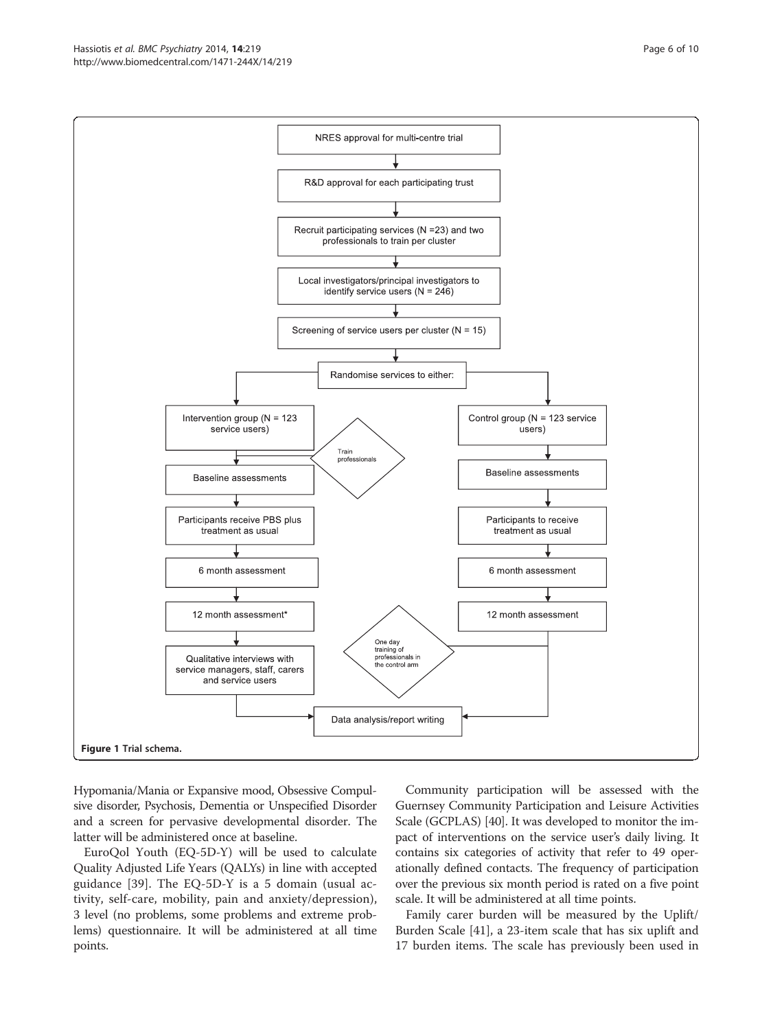**Figure 1 Trial schema.**

Hypomania/Mania or Expansive mood, Obsessive Compulsive disorder, Psychosis, Dementia or Unspecified Disorder and a screen for pervasive developmental disorder. The latter will be administered once at baseline.

EuroQol Youth (EQ-5D-Y) will be used to calculate Quality Adjusted Life Years (QALYs) in line with accepted guidance [39]. The EQ-5D-Y is a 5 domain (usual activity, self-care, mobility, pain and anxiety/depression), 3 level (no problems, some problems and extreme problems) questionnaire. It will be administered at all time points.

Community participation will be assessed with the Guernsey Community Participation and Leisure Activities Scale (GCPLAS) [40]. It was developed to monitor the impact of interventions on the service user's daily living. It contains six categories of activity that refer to 49 operationally defined contacts. The frequency of participation over the previous six month period is rated on a five point scale. It will be administered at all time points.

Family carer burden will be measured by the Uplift/Burden Scale [41], a 23-item scale that has six uplift and 17 burden items. The scale has previously been used in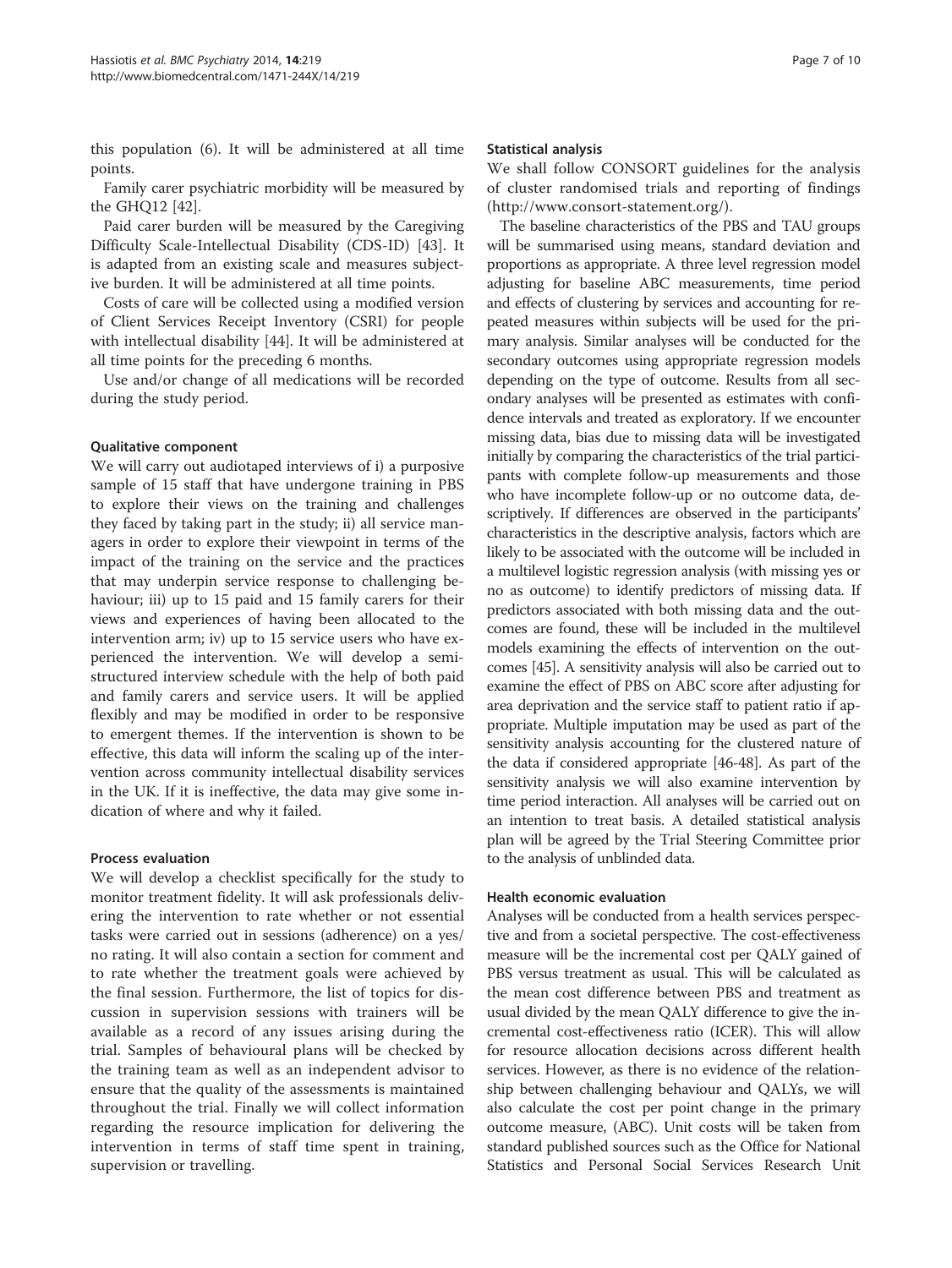this population (6). It will be administered at all time points.

Family carer psychiatric morbidity will be measured by the GHQ12 [42].

Paid carer burden will be measured by the Caregiving Difficulty Scale-Intellectual Disability (CDS-ID) [43]. It is adapted from an existing scale and measures subjective burden. It will be administered at all time points.

Costs of care will be collected using a modified version of Client Services Receipt Inventory (CSRI) for people with intellectual disability [44]. It will be administered at all time points for the preceding 6 months.

Use and/or change of all medications will be recorded during the study period.

### Qualitative component

We will carry out audiotaped interviews of i) a purposive sample of 15 staff that have undergone training in PBS to explore their views on the training and challenges they faced by taking part in the study; ii) all service managers in order to explore their viewpoint in terms of the impact of the training on the service and the practices that may underpin service response to challenging behaviour; iii) up to 15 paid and 15 family carers for their views and experiences of having been allocated to the intervention arm; iv) up to 15 service users who have experienced the intervention. We will develop a semi-structured interview schedule with the help of both paid and family carers and service users. It will be applied flexibly and may be modified in order to be responsive to emergent themes. If the intervention is shown to be effective, this data will inform the scaling up of the intervention across community intellectual disability services in the UK. If it is ineffective, the data may give some indication of where and why it failed.

### Process evaluation

We will develop a checklist specifically for the study to monitor treatment fidelity. It will ask professionals delivering the intervention to rate whether or not essential tasks were carried out in sessions (adherence) on a yes/no rating. It will also contain a section for comment and to rate whether the treatment goals were achieved by the final session. Furthermore, the list of topics for discussion in supervision sessions with trainers will be available as a record of any issues arising during the trial. Samples of behavioural plans will be checked by the training team as well as an independent advisor to ensure that the quality of the assessments is maintained throughout the trial. Finally we will collect information regarding the resource implication for delivering the intervention in terms of staff time spent in training, supervision or travelling.

### Statistical analysis

We shall follow CONSORT guidelines for the analysis of cluster randomised trials and reporting of findings (http://www.consort-statement.org/).

The baseline characteristics of the PBS and TAU groups will be summarised using means, standard deviation and proportions as appropriate. A three level regression model adjusting for baseline ABC measurements, time period and effects of clustering by services and accounting for repeated measures within subjects will be used for the primary analysis. Similar analyses will be conducted for the secondary outcomes using appropriate regression models depending on the type of outcome. Results from all secondary analyses will be presented as estimates with confidence intervals and treated as exploratory. If we encounter missing data, bias due to missing data will be investigated initially by comparing the characteristics of the trial participants with complete follow-up measurements and those who have incomplete follow-up or no outcome data, descriptively. If differences are observed in the participants' characteristics in the descriptive analysis, factors which are likely to be associated with the outcome will be included in a multilevel logistic regression analysis (with missing yes or no as outcome) to identify predictors of missing data. If predictors associated with both missing data and the outcomes are found, these will be included in the multilevel models examining the effects of intervention on the outcomes [45]. A sensitivity analysis will also be carried out to examine the effect of PBS on ABC score after adjusting for area deprivation and the service staff to patient ratio if appropriate. Multiple imputation may be used as part of the sensitivity analysis accounting for the clustered nature of the data if considered appropriate [46-48]. As part of the sensitivity analysis we will also examine intervention by time period interaction. All analyses will be carried out on an intention to treat basis. A detailed statistical analysis plan will be agreed by the Trial Steering Committee prior to the analysis of unblinded data.

### Health economic evaluation

Analyses will be conducted from a health services perspective and from a societal perspective. The cost-effectiveness measure will be the incremental cost per QALY gained of PBS versus treatment as usual. This will be calculated as the mean cost difference between PBS and treatment as usual divided by the mean QALY difference to give the incremental cost-effectiveness ratio (ICER). This will allow for resource allocation decisions across different health services. However, as there is no evidence of the relationship between challenging behaviour and QALYs, we will also calculate the cost per point change in the primary outcome measure, (ABC). Unit costs will be taken from standard published sources such as the Office for National Statistics and Personal Social Services Research Unit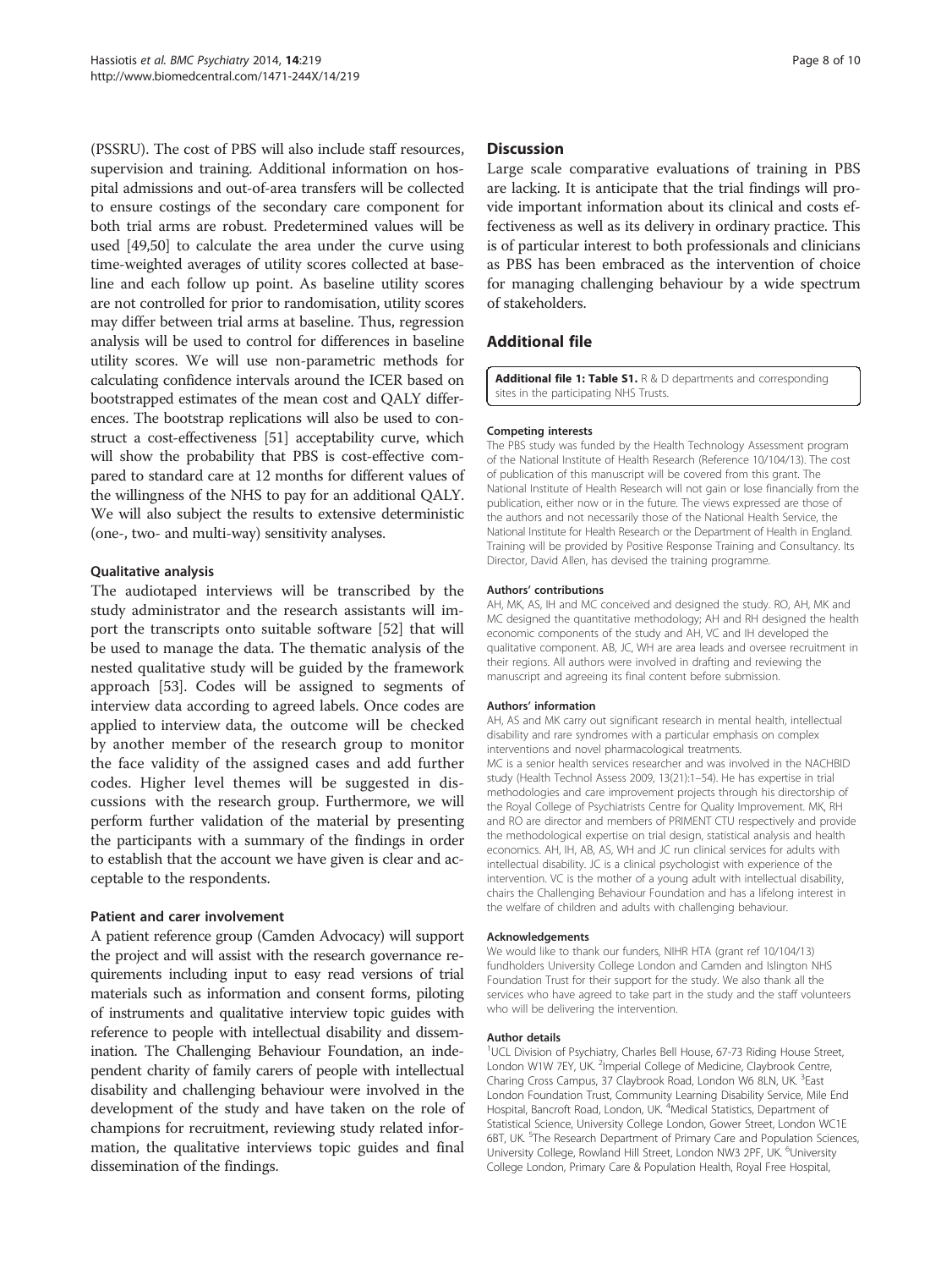(PSSRU). The cost of PBS will also include staff resources, supervision and training. Additional information on hospital admissions and out-of-area transfers will be collected to ensure costings of the secondary care component for both trial arms are robust. Predetermined values will be used [49,50] to calculate the area under the curve using time-weighted averages of utility scores collected at baseline and each follow up point. As baseline utility scores are not controlled for prior to randomisation, utility scores may differ between trial arms at baseline. Thus, regression analysis will be used to control for differences in baseline utility scores. We will use non-parametric methods for calculating confidence intervals around the ICER based on bootstrapped estimates of the mean cost and QALY differences. The bootstrap replications will also be used to construct a cost-effectiveness [51] acceptability curve, which will show the probability that PBS is cost-effective compared to standard care at 12 months for different values of the willingness of the NHS to pay for an additional QALY. We will also subject the results to extensive deterministic (one-, two- and multi-way) sensitivity analyses.

#### Qualitative analysis

The audiotaped interviews will be transcribed by the study administrator and the research assistants will import the transcripts onto suitable software [52] that will be used to manage the data. The thematic analysis of the nested qualitative study will be guided by the framework approach [53]. Codes will be assigned to segments of interview data according to agreed labels. Once codes are applied to interview data, the outcome will be checked by another member of the research group to monitor the face validity of the assigned cases and add further codes. Higher level themes will be suggested in discussions with the research group. Furthermore, we will perform further validation of the material by presenting the participants with a summary of the findings in order to establish that the account we have given is clear and acceptable to the respondents.

#### Patient and carer involvement

A patient reference group (Camden Advocacy) will support the project and will assist with the research governance requirements including input to easy read versions of trial materials such as information and consent forms, piloting of instruments and qualitative interview topic guides with reference to people with intellectual disability and dissemination. The Challenging Behaviour Foundation, an independent charity of family carers of people with intellectual disability and challenging behaviour were involved in the development of the study and have taken on the role of champions for recruitment, reviewing study related information, the qualitative interviews topic guides and final dissemination of the findings.

## Discussion

Large scale comparative evaluations of training in PBS are lacking. It is anticipate that the trial findings will provide important information about its clinical and costs effectiveness as well as its delivery in ordinary practice. This is of particular interest to both professionals and clinicians as PBS has been embraced as the intervention of choice for managing challenging behaviour by a wide spectrum of stakeholders.

## Additional file

**Additional file 1: Table S1.** R & D departments and corresponding sites in the participating NHS Trusts.

#### Competing interests

The PBS study was funded by the Health Technology Assessment program of the National Institute of Health Research (Reference 10/104/13). The cost of publication of this manuscript will be covered from this grant. The National Institute of Health Research will not gain or lose financially from the publication, either now or in the future. The views expressed are those of the authors and not necessarily those of the National Health Service, the National Institute for Health Research or the Department of Health in England. Training will be provided by Positive Response Training and Consultancy. Its Director, David Allen, has devised the training programme.

#### Authors' contributions

AH, MK, AS, IH and MC conceived and designed the study. RO, AH, MK and MC designed the quantitative methodology; AH and RH designed the health economic components of the study and AH, VC and IH developed the qualitative component. AB, JC, WH are area leads and oversee recruitment in their regions. All authors were involved in drafting and reviewing the manuscript and agreeing its final content before submission.

#### Authors' information

AH, AS and MK carry out significant research in mental health, intellectual disability and rare syndromes with a particular emphasis on complex interventions and novel pharmacological treatments.

MC is a senior health services researcher and was involved in the NACHBID study (Health Technol Assess 2009, 13(21):1–54). He has expertise in trial methodologies and care improvement projects through his directorship of the Royal College of Psychiatrists Centre for Quality Improvement. MK, RH and RO are director and members of PRIMENT CTU respectively and provide the methodological expertise on trial design, statistical analysis and health economics. AH, IH, AB, AS, WH and JC run clinical services for adults with intellectual disability. JC is a clinical psychologist with experience of the intervention. VC is the mother of a young adult with intellectual disability, chairs the Challenging Behaviour Foundation and has a lifelong interest in the welfare of children and adults with challenging behaviour.

#### Acknowledgements

We would like to thank our funders, NIHR HTA (grant ref 10/104/13) fundholders University College London and Camden and Islington NHS Foundation Trust for their support for the study. We also thank all the services who have agreed to take part in the study and the staff volunteers who will be delivering the intervention.

#### Author details

[1]UCL Division of Psychiatry, Charles Bell House, 67-73 Riding House Street, London W1W 7EY, UK. [2]Imperial College of Medicine, Claybrook Centre, Charing Cross Campus, 37 Claybrook Road, London W6 8LN, UK. [3]East London Foundation Trust, Community Learning Disability Service, Mile End Hospital, Bancroft Road, London, UK. [4]Medical Statistics, Department of Statistical Science, University College London, Gower Street, London WC1E 6BT, UK. [5]The Research Department of Primary Care and Population Sciences, University College, Rowland Hill Street, London NW3 2PF, UK. [6]University College London, Primary Care & Population Health, Royal Free Hospital,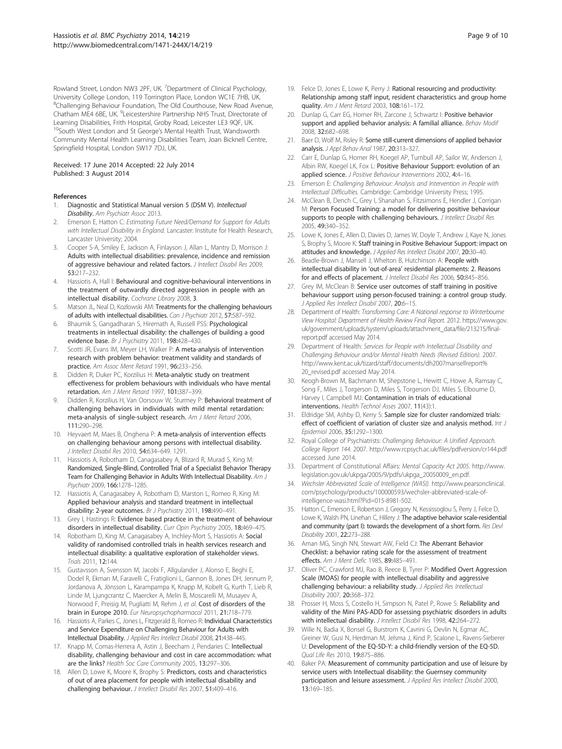Rowland Street, London NW3 2PF, UK. [7]Department of Clinical Psychology, University College London, 119 Torrington Place, London WC1E 7HB, UK. [8]Challenging Behaviour Foundation, The Old Courthouse, New Road Avenue, Chatham ME4 6BE, UK. [9]Leicestershire Partnership NHS Trust, Directorate of Learning Disabilities, Frith Hospital, Groby Road, Leicester LE3 9QF, UK. [10]South West London and St George's Mental Health Trust, Wandsworth Community Mental Health Learning Disabilities Team, Joan Bicknell Centre, Springfield Hospital, London SW17 7DJ, UK.

Received: 17 June 2014 Accepted: 22 July 2014
Published: 3 August 2014

## References

1. Diagnostic and Statistical Manual version 5 (DSM V). *Intellectual Disability*. *Am Psychiatr Assoc* 2013.
2. Emerson E, Hatton C: *Estimating Future Need/Demand for Support for Adults with Intellectual Disability in England*. Lancaster: Institute for Health Research, Lancaster University; 2004.
3. Cooper S-A, Smiley E, Jackson A, Finlayson J, Allan L, Mantry D, Morrison J: **Adults with intellectual disabilities: prevalence, incidence and remission of aggressive behaviour and related factors.** *J Intellect Disabil Res* 2009, **53:**217–232.
4. Hassiotis A, Hall I: **Behavioural and cognitive-behavioural interventions in the treatment of outwardly directed aggression in people with an intellectual disability.** *Cochrane Library* 2008, **3**.
5. Matson JL, Neal D, Kozlowski AM: **Treatments for the challenging behaviours of adults with intellectual disabilities.** *Can J Psychiatr* 2012, **57:**587–592.
6. Bhaumik S, Gangadharan S, Hiremath A, Russell PSS: **Psychological treatments in intellectual disability: the challenges of building a good evidence base.** *Br J Psychiatry* 2011, **198:**428–430.
7. Scotti JR, Evans IM, Meyer LH, Walker P: **A meta-analysis of intervention research with problem behavior: treatment validity and standards of practice.** *Am Assoc Ment Retard* 1991, **96:**233–256.
8. Didden R, Duker PC, Korzilius H: **Meta-analytic study on treatment effectiveness for problem behaviours with individuals who have mental retardation.** *Am J Ment Retard* 1997, **101:**387–399.
9. Didden R, Korzilius H, Van Oorsouw W, Sturmey P: **Behavioral treatment of challenging behaviors in individuals with mild mental retardation: meta-analysis of single-subject research.** *Am J Ment Retard* 2006, **111:**290–298.
10. Heyvaert M, Maes B, Onghena P: **A meta-analysis of intervention effects on challenging behaviour among persons with intellectual disability.** *J Intellect Disabil Res* 2010, **54:**634–649. 1291.
11. Hassiotis A, Robotham D, Canagasabey A, Blizard R, Murad S, King M: **Randomized, Single-Blind, Controlled Trial of a Specialist Behavior Therapy Team for Challenging Behavior in Adults With Intellectual Disability.** *Am J Psychiatr* 2009, **166:**1278–1285.
12. Hassiotis A, Canagasabey A, Robotham D, Marston L, Romeo R, King M: **Applied behaviour analysis and standard treatment in intellectual disability: 2-year outcomes.** *Br J Psychiatry* 2011, **198:**490–491.
13. Grey I, Hastings R: **Evidence based practice in the treatment of behaviour disorders in intellectual disability.** *Curr Opin Psychiatry* 2005, **18:**469–475.
14. Robotham D, King M, Canagasabey A, Inchley-Mort S, Hassiotis A: **Social validity of randomised controlled trials in health services research and intellectual disability: a qualitative exploration of stakeholder views.** *Trials* 2011, **12:**144.
15. Gustavsson A, Svensson M, Jacobi F, Allgulander J, Alonso E, Beghi E, Dodel R, Ekman M, Faravelli C, Fratiglioni L, Gannon B, Jones DH, Jennum P, Jordanova A, Jönsson L, Karampampa K, Knapp M, Kobelt G, Kurth T, Lieb R, Linde M, Ljungcrantz C, Maercker A, Melin B, Moscarelli M, Musayev A, Norwood F, Preisig M, Pugliatti M, Rehm J, *et al*: **Cost of disorders of the brain in Europe 2010.** *Eur Neuropsychopharmacol* 2011, **21:**718–779.
16. Hassiotis A, Parkes C, Jones L, Fitzgerald B, Romeo R: **Individual Characteristics and Service Expenditure on Challenging Behaviour for Adults with Intellectual Disability.** *J Applied Res Intellect Disabil* 2008, **21:**438–445.
17. Knapp M, Comas-Herrera A, Astin J, Beecham J, Pendaries C: **Intellectual disability, challenging behaviour and cost in care accommodation: what are the links?** *Health Soc Care Community* 2005, **13:**297–306.
18. Allen D, Lowe K, Moore K, Brophy S: **Predictors, costs and characteristics of out of area placement for people with intellectual disability and challenging behaviour.** *J Intellect Disabil Res* 2007, **51:**409–416.
19. Felce D, Jones E, Lowe K, Perry J: **Rational resourcing and productivity: Relationship among staff input, resident characteristics and group home quality.** *Am J Ment Retard* 2003, **108:**161–172.
20. Dunlap G, Carr EG, Horner RH, Zarcone J, Schwartz I: **Positive behavior support and applied behavior analysis: A familial alliance.** *Behav Modif* 2008, **32:**682–698.
21. Baer D, Wolf M, Risley R: **Some still-current dimensions of applied behavior analysis.** *J Appl Behav Anal* 1987, **20:**313–327.
22. Carr E, Dunlap G, Homer RH, Koegel AP, Turnbull AP, Sailor W, Anderson J, Albin RW, Koegel LK, Fox L: **Positive Behaviour Support: evolution of an applied science.** *J Positive Behaviour Interventions* 2002, **4:**4–16.
23. Emerson E: *Challenging Behaviour: Analysis and Intervention in People with Intellectual Difficulties*. Cambridge: Cambridge University Press; 1995.
24. McClean B, Dench C, Grey I, Shanahan S, Fitzsimons E, Hendler J, Corrigan M: **Person Focused Training: a model for delivering positive behaviour supports to people with challenging behaviours.** *J Intellect Disabil Res* 2005, **49:**340–352.
25. Lowe K, Jones E, Allen D, Davies D, James W, Doyle T, Andrew J, Kaye N, Jones S, Brophy S, Moore K: **Staff training in Positive Behaviour Support: impact on attitudes and knowledge.** *J Applied Res Intellect Disabil* 2007, **20:**30–40.
26. Beadle-Brown J, Mansell J, Whelton B, Hutchinson A: **People with intellectual disability in 'out-of-area' residential placements: 2. Reasons for and effects of placement.** *J Intellect Disabil Res* 2006, **50:**845–856.
27. Grey IM, McClean B: **Service user outcomes of staff training in positive behaviour support using person-focused training: a control group study.** *J Applied Res Intellect Disabil* 2007, **20:**6–15.
28. Department of Health: *Transforming Care: A National response to Winterbourne View Hospital: Department of Health Review Final Report*. 2012. https://www.gov.uk/government/uploads/system/uploads/attachment_data/file/213215/final-report.pdf accessed May 2014.
29. Department of Health: *Services for People with Intellectual Disability and Challenging Behaviour and/or Mental Health Needs (Revised Edition)*. 2007. http://www.kent.ac.uk/tizard/staff/documents/dh2007mansellreport%20_revised.pdf accessed May 2014.
30. Keogh-Brown M, Bachmann M, Shepstone L, Hewitt C, Howe A, Ramsay C, Song F, Miles J, Torgerson D, Miles S, Torgerson DJ, Miles S, Elbourne D, Harvey I, Campbell MJ: **Contamination in trials of educational interventions.** *Health Technol Asses* 2007, **11**(43):1.
31. Eldridge SM, Ashby D, Kerry S: **Sample size for cluster randomized trials: effect of coefficient of variation of cluster size and analysis method.** *Int J Epidemiol* 2006, **35:**1292–1300.
32. Royal College of Psychiatrists: *Challenging Behaviour: A Unified Approach. College Report 144*. 2007. http://www.rcpsych.ac.uk/files/pdfversion/cr144.pdf accessed June 2014.
33. Department of Constitutional Affairs: *Mental Capacity Act 2005*. http://www.legislation.gov.uk/ukpga/2005/9/pdfs/ukpga_20050009_en.pdf.
34. *Wechsler Abbreviated Scale of Intelligence (WASI)*. http://www.pearsonclinical.com/psychology/products/100000593/wechsler-abbreviated-scale-of-intelligence-wasi.html?Pid=015-8981-502.
35. Hatton C, Emerson E, Robertson J, Gregory N, Kessissoglou S, Perry J, Felce D, Lowe K, Walsh PN, Linehan C, Hillery J: **The adaptive behavior scale-residential and community (part I): towards the development of a short form.** *Res Devl Disability* 2001, **22:**273–288.
36. Aman MG, Singh NN, Stewart AW, Field CJ: **The Aberrant Behavior Checklist: a behavior rating scale for the assessment of treatment effects.** *Am J Ment Defic* 1985, **89:**485–491.
37. Oliver PC, Crawford MJ, Rao B, Reece B, Tyrer P: **Modified Overt Aggression Scale (MOAS) for people with intellectual disability and aggressive challenging behaviour: a reliability study.** *J Applied Res Intellectual Disability* 2007, **20:**368–372.
38. Prosser H, Moss S, Costello H, Simpson N, Patel P, Rowe S: **Reliability and validity of the Mini PAS-ADD for assessing psychiatric disorders in adults with intellectual disability.** *J Intellect Disabil Res* 1998, **42:**264–272.
39. Wille N, Badia X, Bonsel G, Burstrom K, Cavrini G, Devlin N, Egmar AC, Greiner W, Gusi N, Herdman M, Jelsma J, Kind P, Scalone L, Ravens-Sieberer U: **Development of the EQ-5D-Y: a child-friendly version of the EQ-5D.** *Qual Life Res* 2010, **19:**875–886.
40. Baker PA: **Measurement of community participation and use of leisure by service users with Intellectual disability: the Guernsey community participation and leisure assessment.** *J Applied Res Intellect Disabil* 2000, **13:**169–185.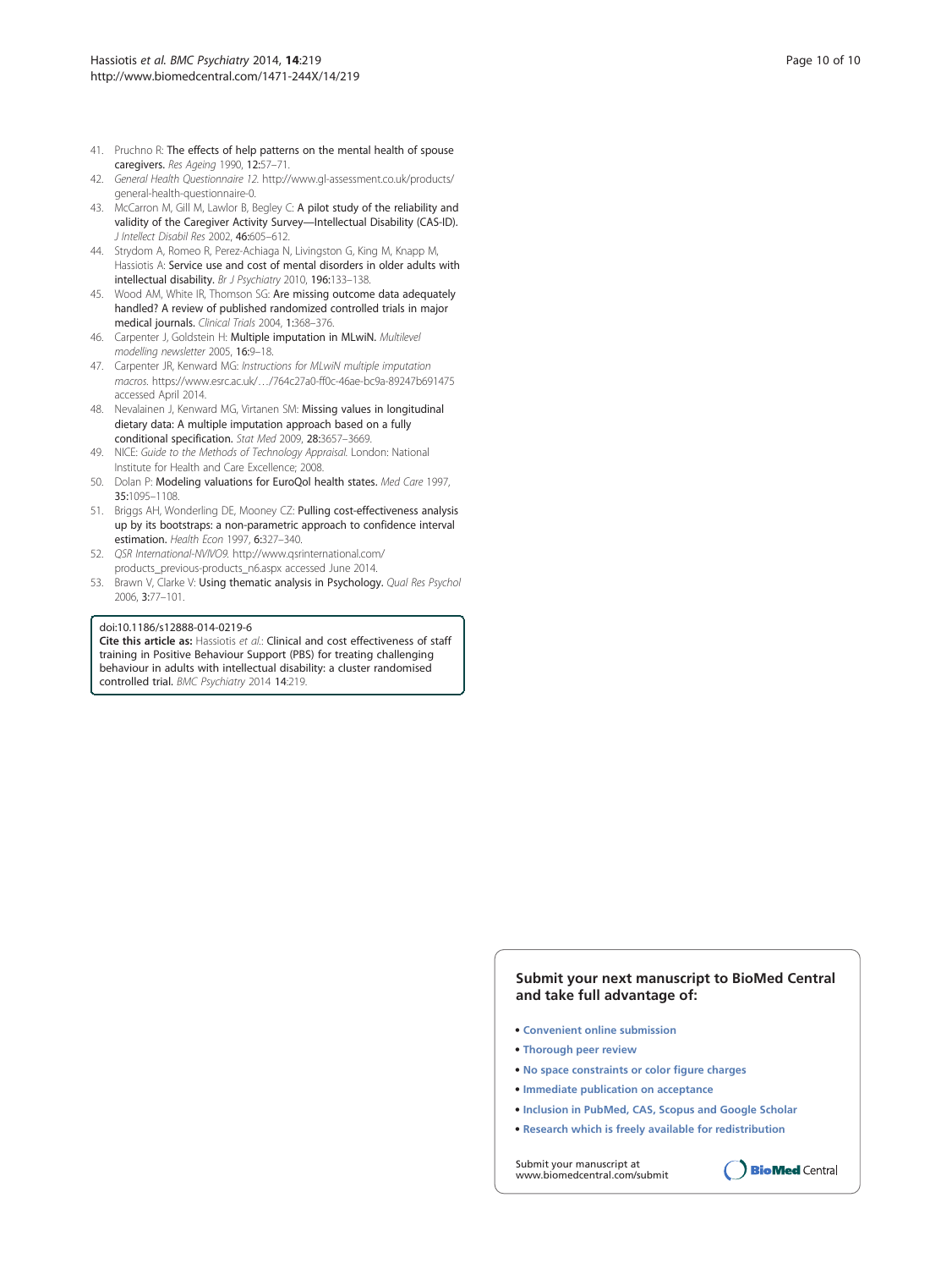41. Pruchno R: **The effects of help patterns on the mental health of spouse caregivers.** *Res Ageing* 1990, **12:**57–71.
42. *General Health Questionnaire 12.* http://www.gl-assessment.co.uk/products/general-health-questionnaire-0.
43. McCarron M, Gill M, Lawlor B, Begley C: **A pilot study of the reliability and validity of the Caregiver Activity Survey—Intellectual Disability (CAS-ID).** *J Intellect Disabil Res* 2002, **46:**605–612.
44. Strydom A, Romeo R, Perez-Achiaga N, Livingston G, King M, Knapp M, Hassiotis A: **Service use and cost of mental disorders in older adults with intellectual disability.** *Br J Psychiatry* 2010, **196:**133–138.
45. Wood AM, White IR, Thomson SG: **Are missing outcome data adequately handled? A review of published randomized controlled trials in major medical journals.** *Clinical Trials* 2004, **1:**368–376.
46. Carpenter J, Goldstein H: **Multiple imputation in MLwiN.** *Multilevel modelling newsletter* 2005, **16:**9–18.
47. Carpenter JR, Kenward MG: *Instructions for MLwiN multiple imputation macros.* https://www.esrc.ac.uk/…/764c27a0-ff0c-46ae-bc9a-89247b691475 accessed April 2014.
48. Nevalainen J, Kenward MG, Virtanen SM: **Missing values in longitudinal dietary data: A multiple imputation approach based on a fully conditional specification.** *Stat Med* 2009, **28:**3657–3669.
49. NICE: *Guide to the Methods of Technology Appraisal.* London: National Institute for Health and Care Excellence; 2008.
50. Dolan P: **Modeling valuations for EuroQol health states.** *Med Care* 1997, **35:**1095–1108.
51. Briggs AH, Wonderling DE, Mooney CZ: **Pulling cost-effectiveness analysis up by its bootstraps: a non-parametric approach to confidence interval estimation.** *Health Econ* 1997, **6:**327–340.
52. *QSR International-NVIVO9.* http://www.qsrinternational.com/products_previous-products_n6.aspx accessed June 2014.
53. Brawn V, Clarke V: **Using thematic analysis in Psychology.** *Qual Res Psychol* 2006, **3:**77–101.

doi:10.1186/s12888-014-0219-6

**Cite this article as:** Hassiotis *et al.*: Clinical and cost effectiveness of staff training in Positive Behaviour Support (PBS) for treating challenging behaviour in adults with intellectual disability: a cluster randomised controlled trial. *BMC Psychiatry* 2014 **14**:219.

**Submit your next manuscript to BioMed Central and take full advantage of:**

- **Convenient online submission**
- **Thorough peer review**
- **No space constraints or color figure charges**
- **Immediate publication on acceptance**
- **Inclusion in PubMed, CAS, Scopus and Google Scholar**
- **Research which is freely available for redistribution**

Submit your manuscript at
www.biomedcentral.com/submit

BioMed Central